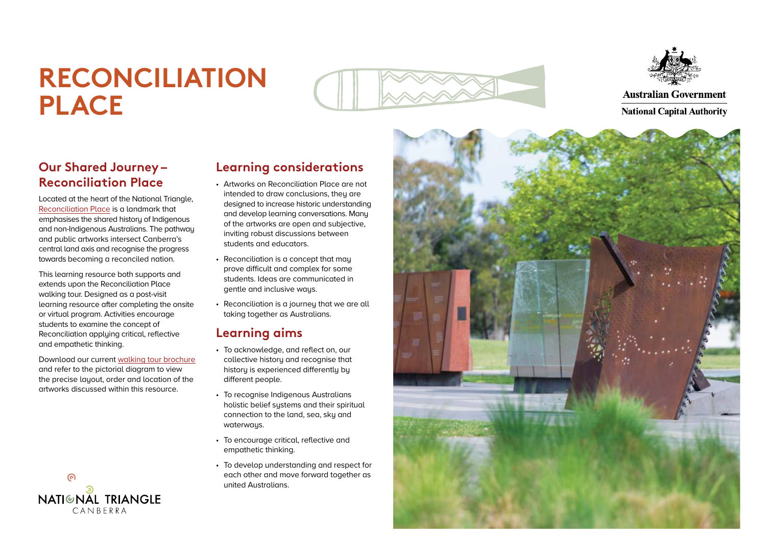# RECONCILIATION PLACE

Australian Government

National Capital Authority

## Our Shared Journey – Reconciliation Place

Located at the heart of the National Triangle, Reconciliation Place is a landmark that emphasises the shared history of Indigenous and non-Indigenous Australians. The pathway and public artworks intersect Canberra's central land axis and recognise the progress towards becoming a reconciled nation.

This learning resource both supports and extends upon the Reconciliation Place walking tour. Designed as a post-visit learning resource after completing the onsite or virtual program. Activities encourage students to examine the concept of Reconciliation applying critical, reflective and empathetic thinking.

Download our current walking tour brochure and refer to the pictorial diagram to view the precise layout, order and location of the artworks discussed within this resource.

## Learning considerations

- Artworks on Reconciliation Place are not intended to draw conclusions, they are designed to increase historic understanding and develop learning conversations. Many of the artworks are open and subjective, inviting robust discussions between students and educators.
- Reconciliation is a concept that may prove difficult and complex for some students. Ideas are communicated in gentle and inclusive ways.
- Reconciliation is a journey that we are all taking together as Australians.

## Learning aims

- To acknowledge, and reflect on, our collective history and recognise that history is experienced differently by different people.
- To recognise Indigenous Australians holistic belief systems and their spiritual connection to the land, sea, sky and waterways.
- To encourage critical, reflective and empathetic thinking.
- To develop understanding and respect for each other and move forward together as united Australians.

NATIONAL TRIANGLE CANBERRA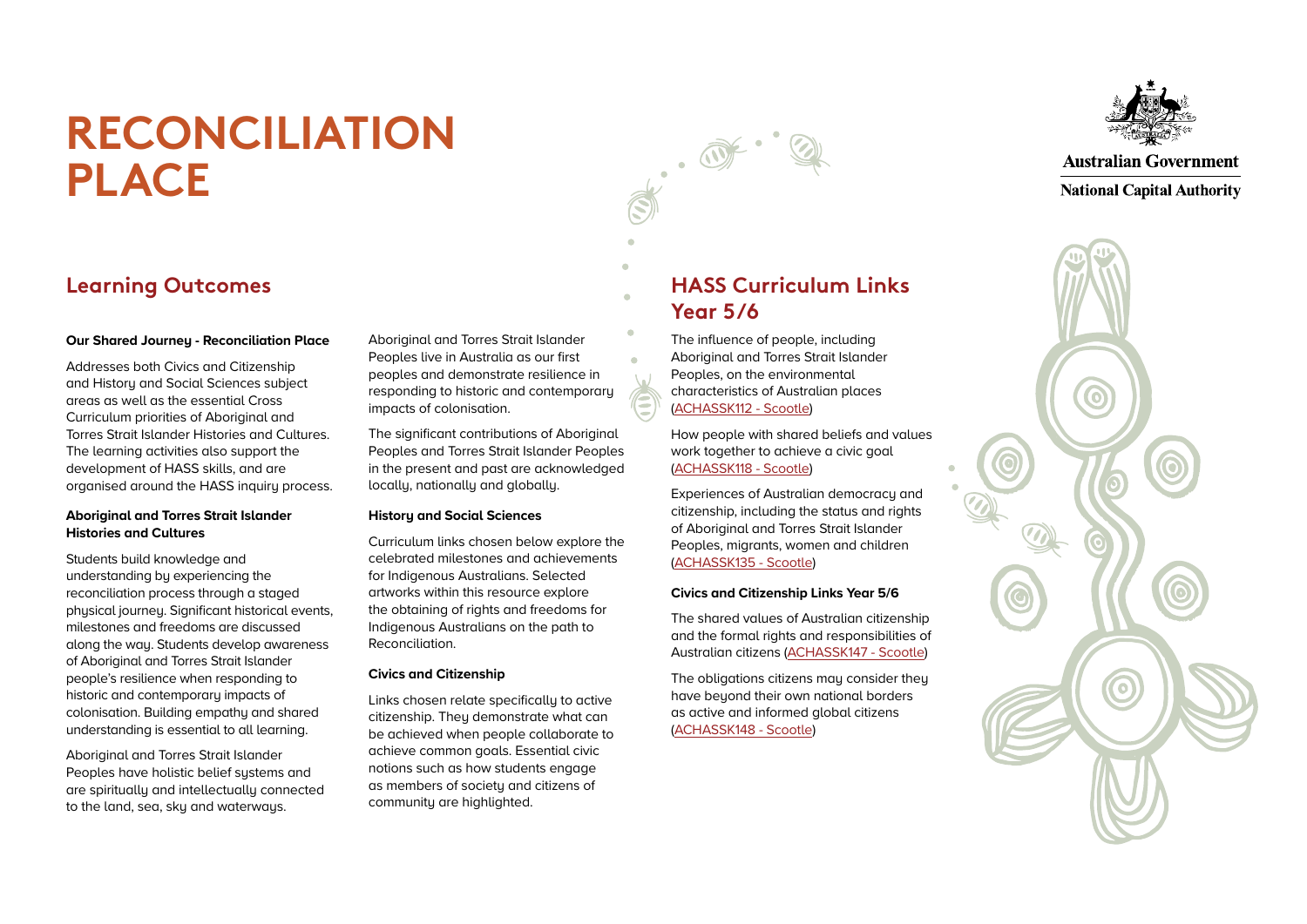# RECONCILIATION PLACE

Australian Government

National Capital Authority

## Learning Outcomes

**Our Shared Journey - Reconciliation Place**

Addresses both Civics and Citizenship and History and Social Sciences subject areas as well as the essential Cross Curriculum priorities of Aboriginal and Torres Strait Islander Histories and Cultures. The learning activities also support the development of HASS skills, and are organised around the HASS inquiry process.

**Aboriginal and Torres Strait Islander Histories and Cultures**

Students build knowledge and understanding by experiencing the reconciliation process through a staged physical journey. Significant historical events, milestones and freedoms are discussed along the way. Students develop awareness of Aboriginal and Torres Strait Islander people's resilience when responding to historic and contemporary impacts of colonisation. Building empathy and shared understanding is essential to all learning.

Aboriginal and Torres Strait Islander Peoples have holistic belief systems and are spiritually and intellectually connected to the land, sea, sky and waterways.

Aboriginal and Torres Strait Islander Peoples live in Australia as our first peoples and demonstrate resilience in responding to historic and contemporary impacts of colonisation.

The significant contributions of Aboriginal Peoples and Torres Strait Islander Peoples in the present and past are acknowledged locally, nationally and globally.

**History and Social Sciences**

Curriculum links chosen below explore the celebrated milestones and achievements for Indigenous Australians. Selected artworks within this resource explore the obtaining of rights and freedoms for Indigenous Australians on the path to Reconciliation.

**Civics and Citizenship**

Links chosen relate specifically to active citizenship. They demonstrate what can be achieved when people collaborate to achieve common goals. Essential civic notions such as how students engage as members of society and citizens of community are highlighted.

## HASS Curriculum Links Year 5/6

The influence of people, including Aboriginal and Torres Strait Islander Peoples, on the environmental characteristics of Australian places (ACHASSK112 - Scootle)

How people with shared beliefs and values work together to achieve a civic goal (ACHASSK118 - Scootle)

Experiences of Australian democracy and citizenship, including the status and rights of Aboriginal and Torres Strait Islander Peoples, migrants, women and children (ACHASSK135 - Scootle)

**Civics and Citizenship Links Year 5/6**

The shared values of Australian citizenship and the formal rights and responsibilities of Australian citizens (ACHASSK147 - Scootle)

The obligations citizens may consider they have beyond their own national borders as active and informed global citizens (ACHASSK148 - Scootle)